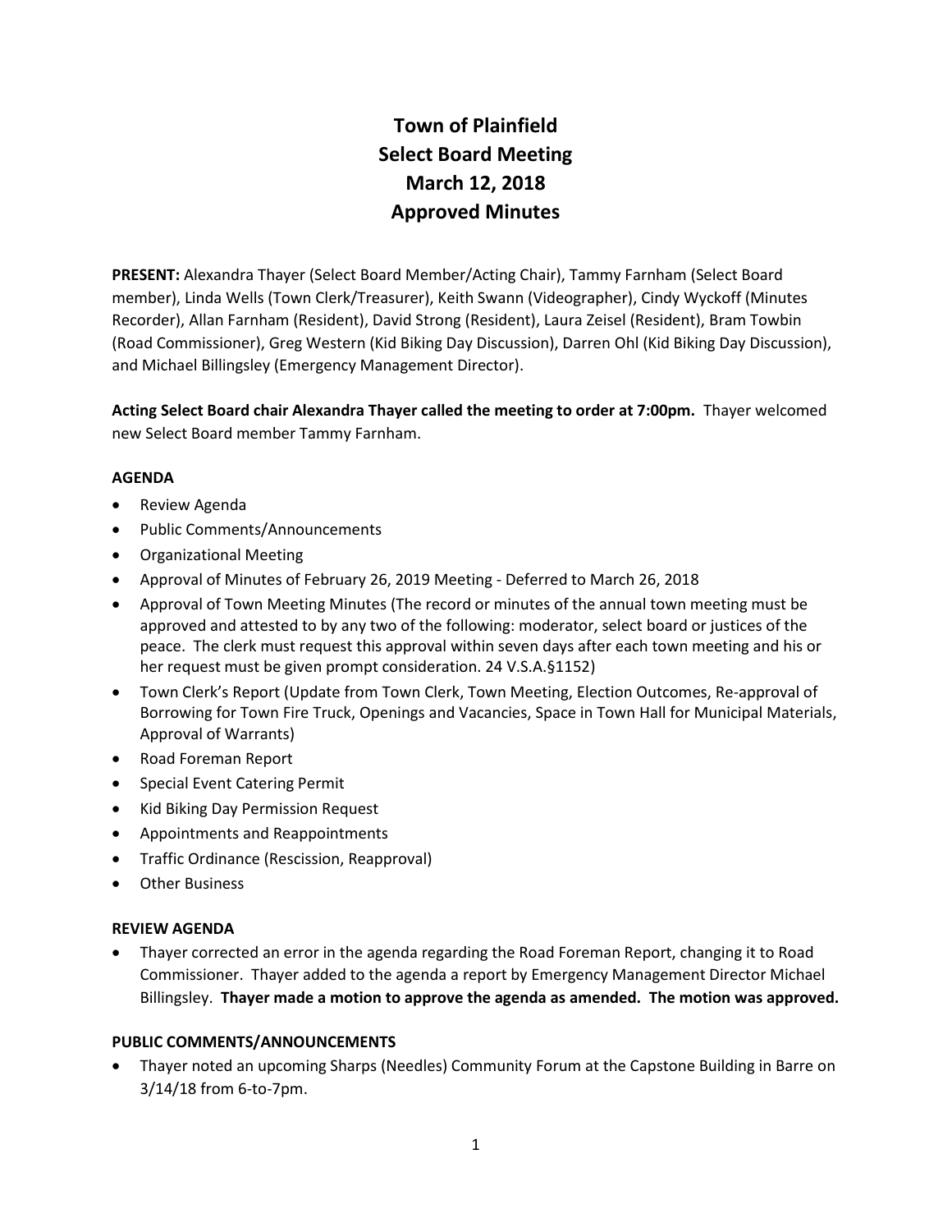# Town of Plainfield
# Select Board Meeting
# March 12, 2018
# Approved Minutes

**PRESENT:** Alexandra Thayer (Select Board Member/Acting Chair), Tammy Farnham (Select Board member), Linda Wells (Town Clerk/Treasurer), Keith Swann (Videographer), Cindy Wyckoff (Minutes Recorder), Allan Farnham (Resident), David Strong (Resident), Laura Zeisel (Resident), Bram Towbin (Road Commissioner), Greg Western (Kid Biking Day Discussion), Darren Ohl (Kid Biking Day Discussion), and Michael Billingsley (Emergency Management Director).

**Acting Select Board chair Alexandra Thayer called the meeting to order at 7:00pm.** Thayer welcomed new Select Board member Tammy Farnham.

### AGENDA

- Review Agenda
- Public Comments/Announcements
- Organizational Meeting
- Approval of Minutes of February 26, 2019 Meeting - Deferred to March 26, 2018
- Approval of Town Meeting Minutes (The record or minutes of the annual town meeting must be approved and attested to by any two of the following: moderator, select board or justices of the peace. The clerk must request this approval within seven days after each town meeting and his or her request must be given prompt consideration. 24 V.S.A.§1152)
- Town Clerk's Report (Update from Town Clerk, Town Meeting, Election Outcomes, Re-approval of Borrowing for Town Fire Truck, Openings and Vacancies, Space in Town Hall for Municipal Materials, Approval of Warrants)
- Road Foreman Report
- Special Event Catering Permit
- Kid Biking Day Permission Request
- Appointments and Reappointments
- Traffic Ordinance (Rescission, Reapproval)
- Other Business

### REVIEW AGENDA

- Thayer corrected an error in the agenda regarding the Road Foreman Report, changing it to Road Commissioner. Thayer added to the agenda a report by Emergency Management Director Michael Billingsley. **Thayer made a motion to approve the agenda as amended. The motion was approved.**

### PUBLIC COMMENTS/ANNOUNCEMENTS

- Thayer noted an upcoming Sharps (Needles) Community Forum at the Capstone Building in Barre on 3/14/18 from 6-to-7pm.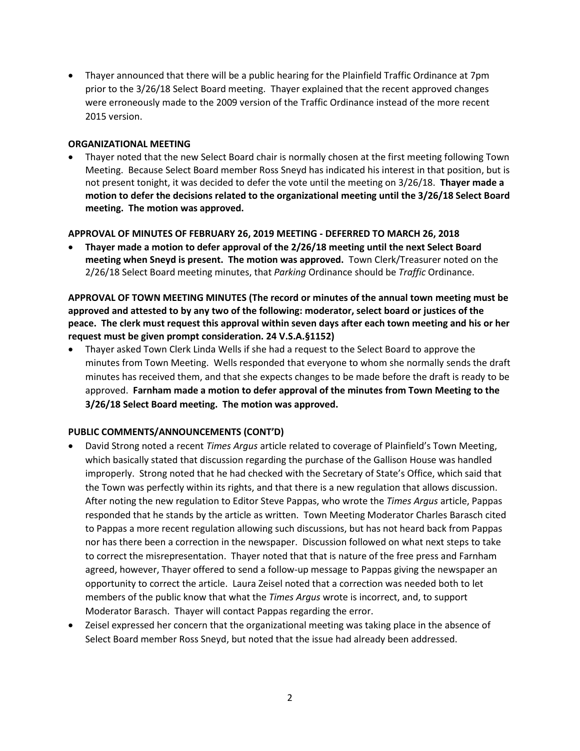- Thayer announced that there will be a public hearing for the Plainfield Traffic Ordinance at 7pm prior to the 3/26/18 Select Board meeting. Thayer explained that the recent approved changes were erroneously made to the 2009 version of the Traffic Ordinance instead of the more recent 2015 version.

**ORGANIZATIONAL MEETING**

- Thayer noted that the new Select Board chair is normally chosen at the first meeting following Town Meeting. Because Select Board member Ross Sneyd has indicated his interest in that position, but is not present tonight, it was decided to defer the vote until the meeting on 3/26/18. **Thayer made a motion to defer the decisions related to the organizational meeting until the 3/26/18 Select Board meeting. The motion was approved.**

**APPROVAL OF MINUTES OF FEBRUARY 26, 2019 MEETING - DEFERRED TO MARCH 26, 2018**

- **Thayer made a motion to defer approval of the 2/26/18 meeting until the next Select Board meeting when Sneyd is present. The motion was approved.** Town Clerk/Treasurer noted on the 2/26/18 Select Board meeting minutes, that *Parking* Ordinance should be *Traffic* Ordinance.

**APPROVAL OF TOWN MEETING MINUTES (The record or minutes of the annual town meeting must be approved and attested to by any two of the following: moderator, select board or justices of the peace. The clerk must request this approval within seven days after each town meeting and his or her request must be given prompt consideration. 24 V.S.A.§1152)**

- Thayer asked Town Clerk Linda Wells if she had a request to the Select Board to approve the minutes from Town Meeting. Wells responded that everyone to whom she normally sends the draft minutes has received them, and that she expects changes to be made before the draft is ready to be approved. **Farnham made a motion to defer approval of the minutes from Town Meeting to the 3/26/18 Select Board meeting. The motion was approved.**

**PUBLIC COMMENTS/ANNOUNCEMENTS (CONT'D)**

- David Strong noted a recent *Times Argus* article related to coverage of Plainfield's Town Meeting, which basically stated that discussion regarding the purchase of the Gallison House was handled improperly. Strong noted that he had checked with the Secretary of State's Office, which said that the Town was perfectly within its rights, and that there is a new regulation that allows discussion. After noting the new regulation to Editor Steve Pappas, who wrote the *Times Argus* article, Pappas responded that he stands by the article as written. Town Meeting Moderator Charles Barasch cited to Pappas a more recent regulation allowing such discussions, but has not heard back from Pappas nor has there been a correction in the newspaper. Discussion followed on what next steps to take to correct the misrepresentation. Thayer noted that that is nature of the free press and Farnham agreed, however, Thayer offered to send a follow-up message to Pappas giving the newspaper an opportunity to correct the article. Laura Zeisel noted that a correction was needed both to let members of the public know that what the *Times Argus* wrote is incorrect, and, to support Moderator Barasch. Thayer will contact Pappas regarding the error.
- Zeisel expressed her concern that the organizational meeting was taking place in the absence of Select Board member Ross Sneyd, but noted that the issue had already been addressed.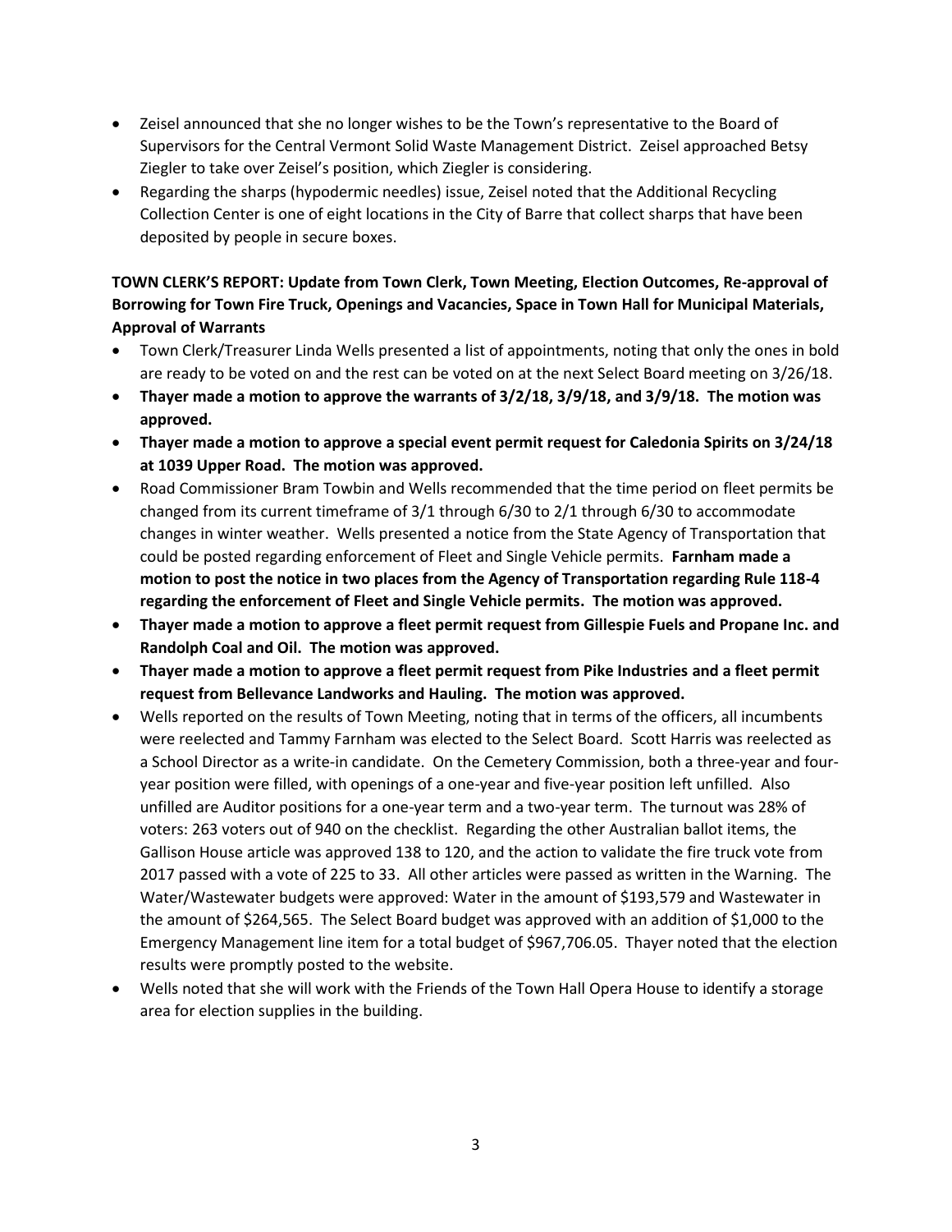- Zeisel announced that she no longer wishes to be the Town's representative to the Board of Supervisors for the Central Vermont Solid Waste Management District. Zeisel approached Betsy Ziegler to take over Zeisel's position, which Ziegler is considering.
- Regarding the sharps (hypodermic needles) issue, Zeisel noted that the Additional Recycling Collection Center is one of eight locations in the City of Barre that collect sharps that have been deposited by people in secure boxes.

**TOWN CLERK'S REPORT: Update from Town Clerk, Town Meeting, Election Outcomes, Re-approval of Borrowing for Town Fire Truck, Openings and Vacancies, Space in Town Hall for Municipal Materials, Approval of Warrants**

- Town Clerk/Treasurer Linda Wells presented a list of appointments, noting that only the ones in bold are ready to be voted on and the rest can be voted on at the next Select Board meeting on 3/26/18.
- **Thayer made a motion to approve the warrants of 3/2/18, 3/9/18, and 3/9/18. The motion was approved.**
- **Thayer made a motion to approve a special event permit request for Caledonia Spirits on 3/24/18 at 1039 Upper Road. The motion was approved.**
- Road Commissioner Bram Towbin and Wells recommended that the time period on fleet permits be changed from its current timeframe of 3/1 through 6/30 to 2/1 through 6/30 to accommodate changes in winter weather. Wells presented a notice from the State Agency of Transportation that could be posted regarding enforcement of Fleet and Single Vehicle permits. **Farnham made a motion to post the notice in two places from the Agency of Transportation regarding Rule 118-4 regarding the enforcement of Fleet and Single Vehicle permits. The motion was approved.**
- **Thayer made a motion to approve a fleet permit request from Gillespie Fuels and Propane Inc. and Randolph Coal and Oil. The motion was approved.**
- **Thayer made a motion to approve a fleet permit request from Pike Industries and a fleet permit request from Bellevance Landworks and Hauling. The motion was approved.**
- Wells reported on the results of Town Meeting, noting that in terms of the officers, all incumbents were reelected and Tammy Farnham was elected to the Select Board. Scott Harris was reelected as a School Director as a write-in candidate. On the Cemetery Commission, both a three-year and four-year position were filled, with openings of a one-year and five-year position left unfilled. Also unfilled are Auditor positions for a one-year term and a two-year term. The turnout was 28% of voters: 263 voters out of 940 on the checklist. Regarding the other Australian ballot items, the Gallison House article was approved 138 to 120, and the action to validate the fire truck vote from 2017 passed with a vote of 225 to 33. All other articles were passed as written in the Warning. The Water/Wastewater budgets were approved: Water in the amount of $193,579 and Wastewater in the amount of $264,565. The Select Board budget was approved with an addition of $1,000 to the Emergency Management line item for a total budget of $967,706.05. Thayer noted that the election results were promptly posted to the website.
- Wells noted that she will work with the Friends of the Town Hall Opera House to identify a storage area for election supplies in the building.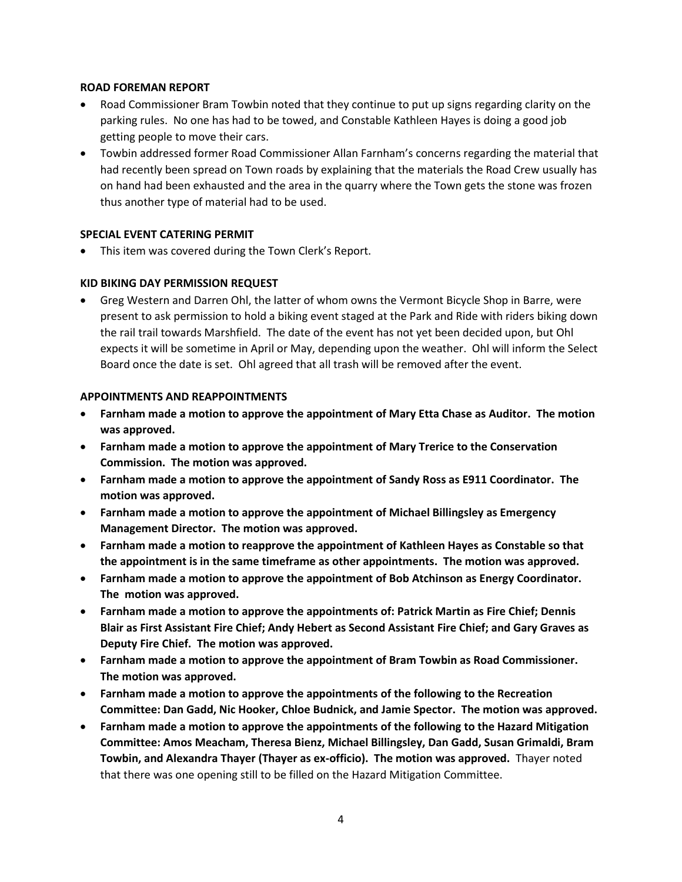**ROAD FOREMAN REPORT**

- Road Commissioner Bram Towbin noted that they continue to put up signs regarding clarity on the parking rules. No one has had to be towed, and Constable Kathleen Hayes is doing a good job getting people to move their cars.
- Towbin addressed former Road Commissioner Allan Farnham's concerns regarding the material that had recently been spread on Town roads by explaining that the materials the Road Crew usually has on hand had been exhausted and the area in the quarry where the Town gets the stone was frozen thus another type of material had to be used.

**SPECIAL EVENT CATERING PERMIT**

- This item was covered during the Town Clerk's Report.

**KID BIKING DAY PERMISSION REQUEST**

- Greg Western and Darren Ohl, the latter of whom owns the Vermont Bicycle Shop in Barre, were present to ask permission to hold a biking event staged at the Park and Ride with riders biking down the rail trail towards Marshfield. The date of the event has not yet been decided upon, but Ohl expects it will be sometime in April or May, depending upon the weather. Ohl will inform the Select Board once the date is set. Ohl agreed that all trash will be removed after the event.

**APPOINTMENTS AND REAPPOINTMENTS**

- **Farnham made a motion to approve the appointment of Mary Etta Chase as Auditor. The motion was approved.**
- **Farnham made a motion to approve the appointment of Mary Trerice to the Conservation Commission. The motion was approved.**
- **Farnham made a motion to approve the appointment of Sandy Ross as E911 Coordinator. The motion was approved.**
- **Farnham made a motion to approve the appointment of Michael Billingsley as Emergency Management Director. The motion was approved.**
- **Farnham made a motion to reapprove the appointment of Kathleen Hayes as Constable so that the appointment is in the same timeframe as other appointments. The motion was approved.**
- **Farnham made a motion to approve the appointment of Bob Atchinson as Energy Coordinator. The motion was approved.**
- **Farnham made a motion to approve the appointments of: Patrick Martin as Fire Chief; Dennis Blair as First Assistant Fire Chief; Andy Hebert as Second Assistant Fire Chief; and Gary Graves as Deputy Fire Chief. The motion was approved.**
- **Farnham made a motion to approve the appointment of Bram Towbin as Road Commissioner. The motion was approved.**
- **Farnham made a motion to approve the appointments of the following to the Recreation Committee: Dan Gadd, Nic Hooker, Chloe Budnick, and Jamie Spector. The motion was approved.**
- **Farnham made a motion to approve the appointments of the following to the Hazard Mitigation Committee: Amos Meacham, Theresa Bienz, Michael Billingsley, Dan Gadd, Susan Grimaldi, Bram Towbin, and Alexandra Thayer (Thayer as ex-officio). The motion was approved.** Thayer noted that there was one opening still to be filled on the Hazard Mitigation Committee.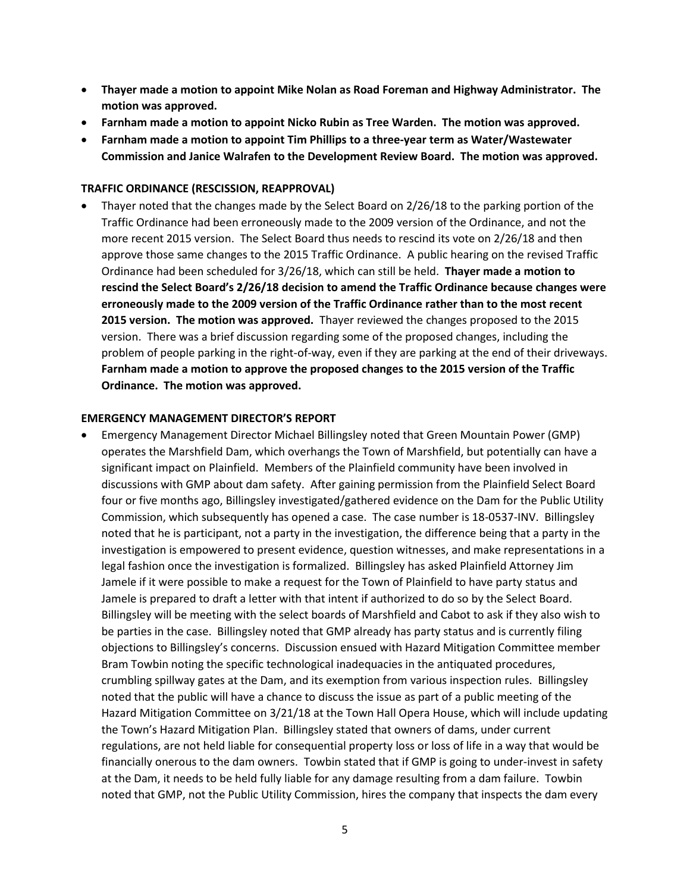- **Thayer made a motion to appoint Mike Nolan as Road Foreman and Highway Administrator. The motion was approved.**
- **Farnham made a motion to appoint Nicko Rubin as Tree Warden. The motion was approved.**
- **Farnham made a motion to appoint Tim Phillips to a three-year term as Water/Wastewater Commission and Janice Walrafen to the Development Review Board. The motion was approved.**

**TRAFFIC ORDINANCE (RESCISSION, REAPPROVAL)**

- Thayer noted that the changes made by the Select Board on 2/26/18 to the parking portion of the Traffic Ordinance had been erroneously made to the 2009 version of the Ordinance, and not the more recent 2015 version. The Select Board thus needs to rescind its vote on 2/26/18 and then approve those same changes to the 2015 Traffic Ordinance. A public hearing on the revised Traffic Ordinance had been scheduled for 3/26/18, which can still be held. **Thayer made a motion to rescind the Select Board's 2/26/18 decision to amend the Traffic Ordinance because changes were erroneously made to the 2009 version of the Traffic Ordinance rather than to the most recent 2015 version. The motion was approved.** Thayer reviewed the changes proposed to the 2015 version. There was a brief discussion regarding some of the proposed changes, including the problem of people parking in the right-of-way, even if they are parking at the end of their driveways. **Farnham made a motion to approve the proposed changes to the 2015 version of the Traffic Ordinance. The motion was approved.**

**EMERGENCY MANAGEMENT DIRECTOR'S REPORT**

- Emergency Management Director Michael Billingsley noted that Green Mountain Power (GMP) operates the Marshfield Dam, which overhangs the Town of Marshfield, but potentially can have a significant impact on Plainfield. Members of the Plainfield community have been involved in discussions with GMP about dam safety. After gaining permission from the Plainfield Select Board four or five months ago, Billingsley investigated/gathered evidence on the Dam for the Public Utility Commission, which subsequently has opened a case. The case number is 18-0537-INV. Billingsley noted that he is participant, not a party in the investigation, the difference being that a party in the investigation is empowered to present evidence, question witnesses, and make representations in a legal fashion once the investigation is formalized. Billingsley has asked Plainfield Attorney Jim Jamele if it were possible to make a request for the Town of Plainfield to have party status and Jamele is prepared to draft a letter with that intent if authorized to do so by the Select Board. Billingsley will be meeting with the select boards of Marshfield and Cabot to ask if they also wish to be parties in the case. Billingsley noted that GMP already has party status and is currently filing objections to Billingsley's concerns. Discussion ensued with Hazard Mitigation Committee member Bram Towbin noting the specific technological inadequacies in the antiquated procedures, crumbling spillway gates at the Dam, and its exemption from various inspection rules. Billingsley noted that the public will have a chance to discuss the issue as part of a public meeting of the Hazard Mitigation Committee on 3/21/18 at the Town Hall Opera House, which will include updating the Town's Hazard Mitigation Plan. Billingsley stated that owners of dams, under current regulations, are not held liable for consequential property loss or loss of life in a way that would be financially onerous to the dam owners. Towbin stated that if GMP is going to under-invest in safety at the Dam, it needs to be held fully liable for any damage resulting from a dam failure. Towbin noted that GMP, not the Public Utility Commission, hires the company that inspects the dam every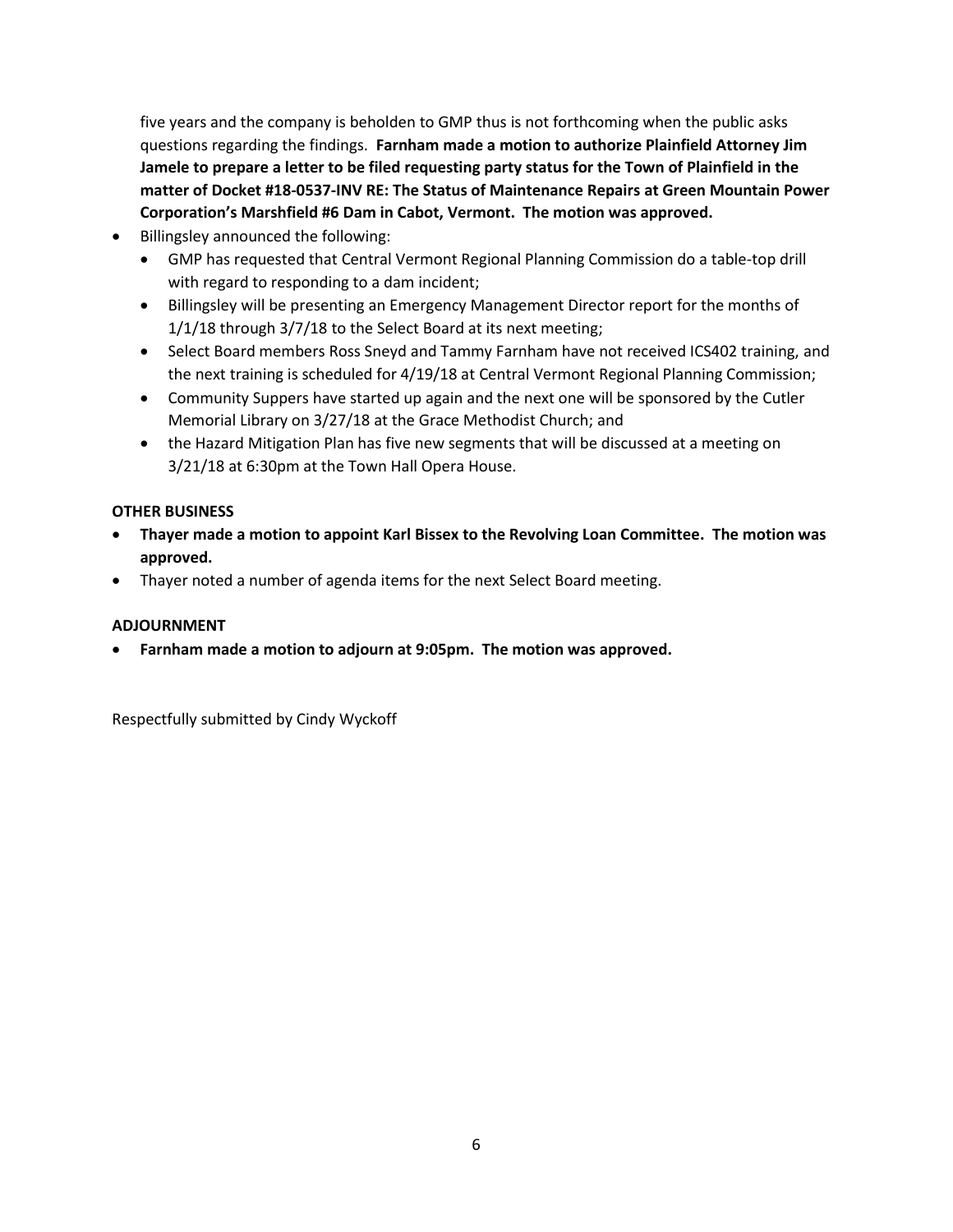five years and the company is beholden to GMP thus is not forthcoming when the public asks questions regarding the findings. **Farnham made a motion to authorize Plainfield Attorney Jim Jamele to prepare a letter to be filed requesting party status for the Town of Plainfield in the matter of Docket #18-0537-INV RE: The Status of Maintenance Repairs at Green Mountain Power Corporation's Marshfield #6 Dam in Cabot, Vermont. The motion was approved.**

- Billingsley announced the following:
  - GMP has requested that Central Vermont Regional Planning Commission do a table-top drill with regard to responding to a dam incident;
  - Billingsley will be presenting an Emergency Management Director report for the months of 1/1/18 through 3/7/18 to the Select Board at its next meeting;
  - Select Board members Ross Sneyd and Tammy Farnham have not received ICS402 training, and the next training is scheduled for 4/19/18 at Central Vermont Regional Planning Commission;
  - Community Suppers have started up again and the next one will be sponsored by the Cutler Memorial Library on 3/27/18 at the Grace Methodist Church; and
  - the Hazard Mitigation Plan has five new segments that will be discussed at a meeting on 3/21/18 at 6:30pm at the Town Hall Opera House.

**OTHER BUSINESS**

- **Thayer made a motion to appoint Karl Bissex to the Revolving Loan Committee. The motion was approved.**
- Thayer noted a number of agenda items for the next Select Board meeting.

**ADJOURNMENT**

- **Farnham made a motion to adjourn at 9:05pm. The motion was approved.**

Respectfully submitted by Cindy Wyckoff